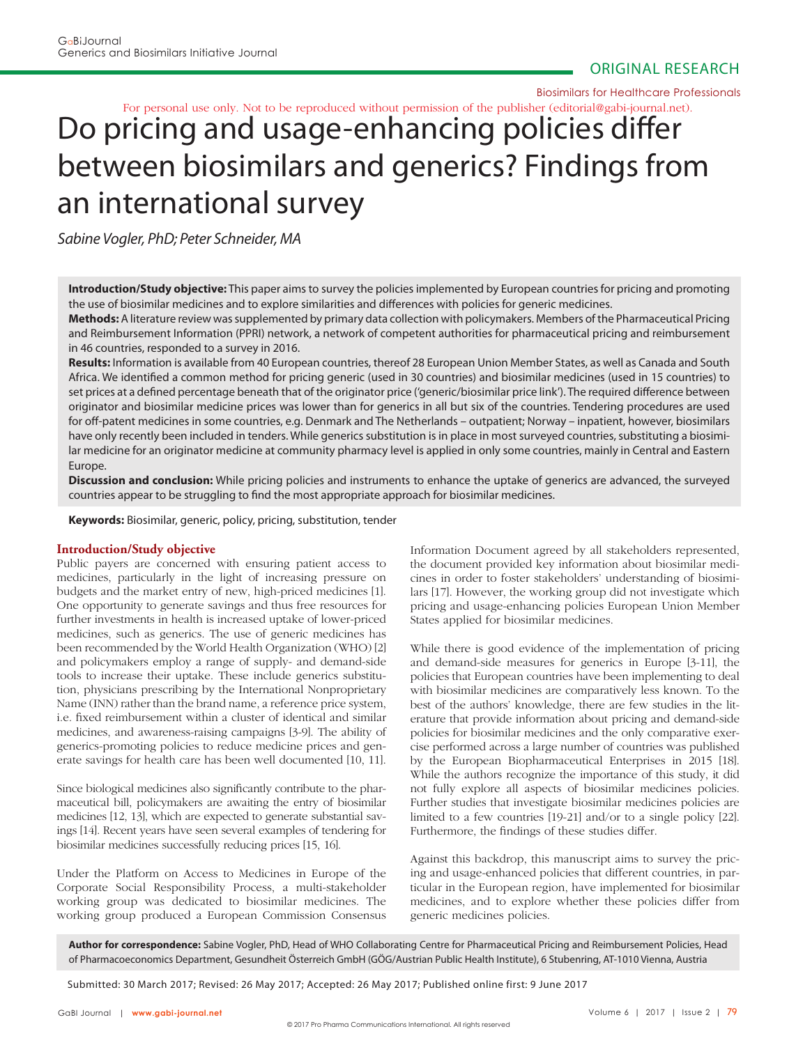ORIGINAL RESEARCH

Biosimilars for Healthcare Professionals

For personal use only. Not to be reproduced without permission of the publisher (editorial@gabi-journal.net).

# Do pricing and usage-enhancing policies differ between biosimilars and generics? Findings from an international survey

*Sabine Vogler, PhD; Peter Schneider, MA*

**Introduction/Study objective:** This paper aims to survey the policies implemented by European countries for pricing and promoting the use of biosimilar medicines and to explore similarities and differences with policies for generic medicines.
**Methods:** A literature review was supplemented by primary data collection with policymakers. Members of the Pharmaceutical Pricing and Reimbursement Information (PPRI) network, a network of competent authorities for pharmaceutical pricing and reimbursement in 46 countries, responded to a survey in 2016.
**Results:** Information is available from 40 European countries, thereof 28 European Union Member States, as well as Canada and South Africa. We identified a common method for pricing generic (used in 30 countries) and biosimilar medicines (used in 15 countries) to set prices at a defined percentage beneath that of the originator price ('generic/biosimilar price link'). The required difference between originator and biosimilar medicine prices was lower than for generics in all but six of the countries. Tendering procedures are used for off-patent medicines in some countries, e.g. Denmark and The Netherlands – outpatient; Norway – inpatient, however, biosimilars have only recently been included in tenders. While generics substitution is in place in most surveyed countries, substituting a biosimilar medicine for an originator medicine at community pharmacy level is applied in only some countries, mainly in Central and Eastern Europe.
**Discussion and conclusion:** While pricing policies and instruments to enhance the uptake of generics are advanced, the surveyed countries appear to be struggling to find the most appropriate approach for biosimilar medicines.

**Keywords:** Biosimilar, generic, policy, pricing, substitution, tender

## Introduction/Study objective

Public payers are concerned with ensuring patient access to medicines, particularly in the light of increasing pressure on budgets and the market entry of new, high-priced medicines [1]. One opportunity to generate savings and thus free resources for further investments in health is increased uptake of lower-priced medicines, such as generics. The use of generic medicines has been recommended by the World Health Organization (WHO) [2] and policymakers employ a range of supply- and demand-side tools to increase their uptake. These include generics substitution, physicians prescribing by the International Nonproprietary Name (INN) rather than the brand name, a reference price system, i.e. fixed reimbursement within a cluster of identical and similar medicines, and awareness-raising campaigns [3-9]. The ability of generics-promoting policies to reduce medicine prices and generate savings for health care has been well documented [10, 11].

Since biological medicines also significantly contribute to the pharmaceutical bill, policymakers are awaiting the entry of biosimilar medicines [12, 13], which are expected to generate substantial savings [14]. Recent years have seen several examples of tendering for biosimilar medicines successfully reducing prices [15, 16].

Under the Platform on Access to Medicines in Europe of the Corporate Social Responsibility Process, a multi-stakeholder working group was dedicated to biosimilar medicines. The working group produced a European Commission Consensus Information Document agreed by all stakeholders represented, the document provided key information about biosimilar medicines in order to foster stakeholders' understanding of biosimilars [17]. However, the working group did not investigate which pricing and usage-enhancing policies European Union Member States applied for biosimilar medicines.

While there is good evidence of the implementation of pricing and demand-side measures for generics in Europe [3-11], the policies that European countries have been implementing to deal with biosimilar medicines are comparatively less known. To the best of the authors' knowledge, there are few studies in the literature that provide information about pricing and demand-side policies for biosimilar medicines and the only comparative exercise performed across a large number of countries was published by the European Biopharmaceutical Enterprises in 2015 [18]. While the authors recognize the importance of this study, it did not fully explore all aspects of biosimilar medicines policies. Further studies that investigate biosimilar medicines policies are limited to a few countries [19-21] and/or to a single policy [22]. Furthermore, the findings of these studies differ.

Against this backdrop, this manuscript aims to survey the pricing and usage-enhanced policies that different countries, in particular in the European region, have implemented for biosimilar medicines, and to explore whether these policies differ from generic medicines policies.

**Author for correspondence:** Sabine Vogler, PhD, Head of WHO Collaborating Centre for Pharmaceutical Pricing and Reimbursement Policies, Head of Pharmacoeconomics Department, Gesundheit Österreich GmbH (GÖG/Austrian Public Health Institute), 6 Stubenring, AT-1010 Vienna, Austria

Submitted: 30 March 2017; Revised: 26 May 2017; Accepted: 26 May 2017; Published online first: 9 June 2017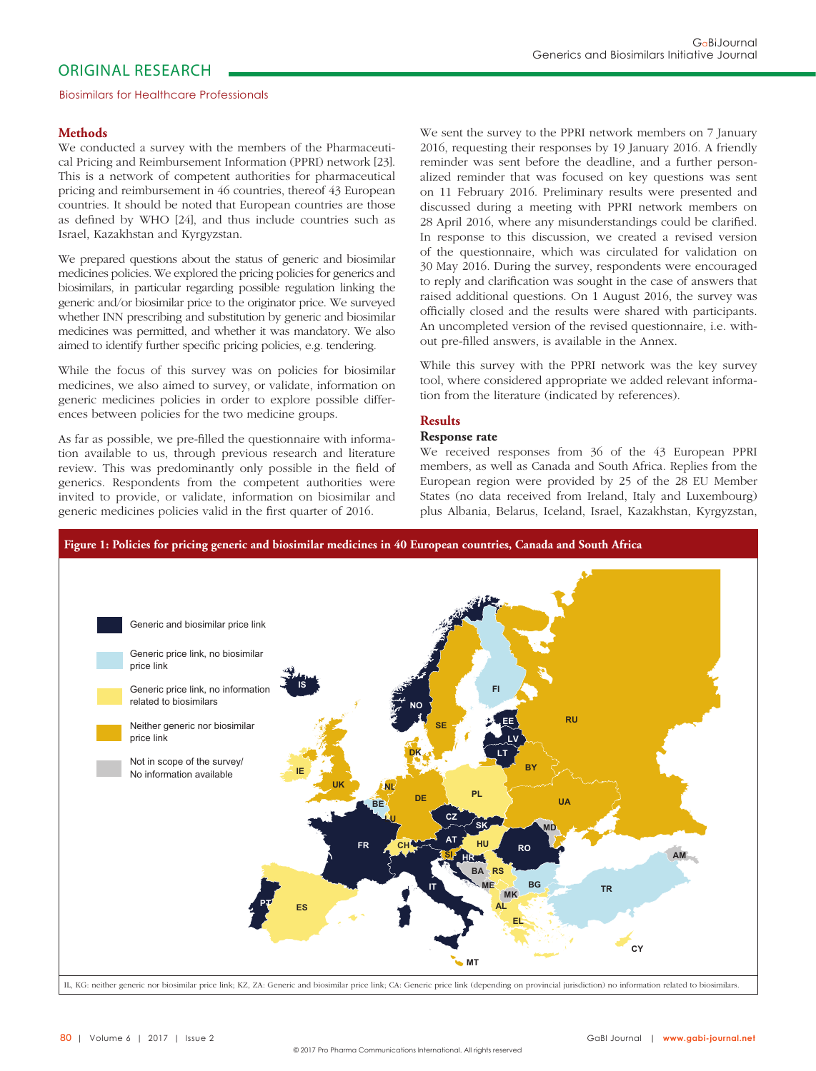## Methods

We conducted a survey with the members of the Pharmaceutical Pricing and Reimbursement Information (PPRI) network [23]. This is a network of competent authorities for pharmaceutical pricing and reimbursement in 46 countries, thereof 43 European countries. It should be noted that European countries are those as defined by WHO [24], and thus include countries such as Israel, Kazakhstan and Kyrgyzstan.

We prepared questions about the status of generic and biosimilar medicines policies. We explored the pricing policies for generics and biosimilars, in particular regarding possible regulation linking the generic and/or biosimilar price to the originator price. We surveyed whether INN prescribing and substitution by generic and biosimilar medicines was permitted, and whether it was mandatory. We also aimed to identify further specific pricing policies, e.g. tendering.

While the focus of this survey was on policies for biosimilar medicines, we also aimed to survey, or validate, information on generic medicines policies in order to explore possible differences between policies for the two medicine groups.

As far as possible, we pre-filled the questionnaire with information available to us, through previous research and literature review. This was predominantly only possible in the field of generics. Respondents from the competent authorities were invited to provide, or validate, information on biosimilar and generic medicines policies valid in the first quarter of 2016.

We sent the survey to the PPRI network members on 7 January 2016, requesting their responses by 19 January 2016. A friendly reminder was sent before the deadline, and a further personalized reminder that was focused on key questions was sent on 11 February 2016. Preliminary results were presented and discussed during a meeting with PPRI network members on 28 April 2016, where any misunderstandings could be clarified. In response to this discussion, we created a revised version of the questionnaire, which was circulated for validation on 30 May 2016. During the survey, respondents were encouraged to reply and clarification was sought in the case of answers that raised additional questions. On 1 August 2016, the survey was officially closed and the results were shared with participants. An uncompleted version of the revised questionnaire, i.e. without pre-filled answers, is available in the Annex.

While this survey with the PPRI network was the key survey tool, where considered appropriate we added relevant information from the literature (indicated by references).

## Results

### Response rate

We received responses from 36 of the 43 European PPRI members, as well as Canada and South Africa. Replies from the European region were provided by 25 of the 28 EU Member States (no data received from Ireland, Italy and Luxembourg) plus Albania, Belarus, Iceland, Israel, Kazakhstan, Kyrgyzstan,

**Figure 1: Policies for pricing generic and biosimilar medicines in 40 European countries, Canada and South Africa**

Legend: Generic and biosimilar price link; Generic price link, no biosimilar price link; Generic price link, no information related to biosimilars; Neither generic nor biosimilar price link; Not in scope of the survey/ No information available

IL, KG: neither generic nor biosimilar price link; KZ, ZA: Generic and biosimilar price link; CA: Generic price link (depending on provincial jurisdiction) no information related to biosimilars.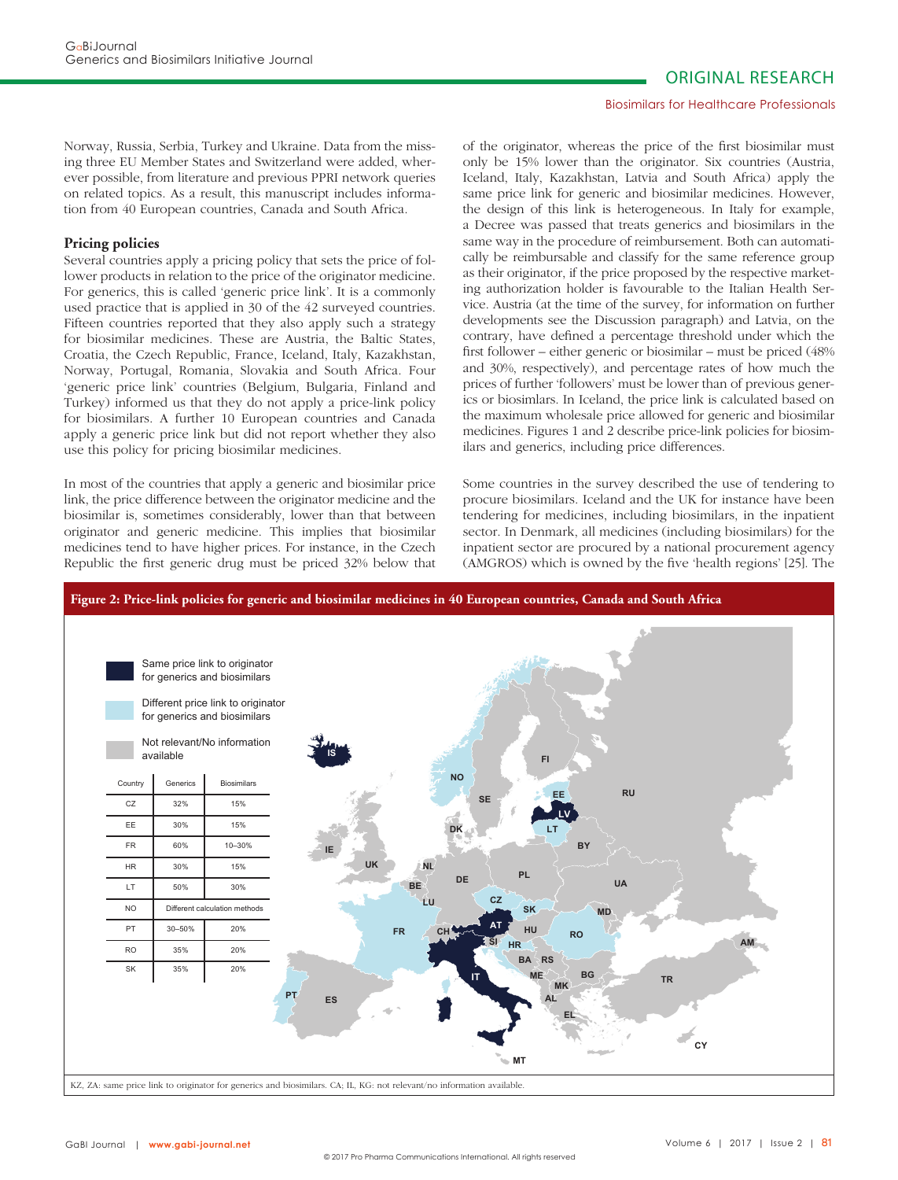Norway, Russia, Serbia, Turkey and Ukraine. Data from the missing three EU Member States and Switzerland were added, wherever possible, from literature and previous PPRI network queries on related topics. As a result, this manuscript includes information from 40 European countries, Canada and South Africa.

### Pricing policies

Several countries apply a pricing policy that sets the price of follower products in relation to the price of the originator medicine. For generics, this is called 'generic price link'. It is a commonly used practice that is applied in 30 of the 42 surveyed countries. Fifteen countries reported that they also apply such a strategy for biosimilar medicines. These are Austria, the Baltic States, Croatia, the Czech Republic, France, Iceland, Italy, Kazakhstan, Norway, Portugal, Romania, Slovakia and South Africa. Four 'generic price link' countries (Belgium, Bulgaria, Finland and Turkey) informed us that they do not apply a price-link policy for biosimilars. A further 10 European countries and Canada apply a generic price link but did not report whether they also use this policy for pricing biosimilar medicines.

In most of the countries that apply a generic and biosimilar price link, the price difference between the originator medicine and the biosimilar is, sometimes considerably, lower than that between originator and generic medicine. This implies that biosimilar medicines tend to have higher prices. For instance, in the Czech Republic the first generic drug must be priced 32% below that of the originator, whereas the price of the first biosimilar must only be 15% lower than the originator. Six countries (Austria, Iceland, Italy, Kazakhstan, Latvia and South Africa) apply the same price link for generic and biosimilar medicines. However, the design of this link is heterogeneous. In Italy for example, a Decree was passed that treats generics and biosimilars in the same way in the procedure of reimbursement. Both can automatically be reimbursable and classify for the same reference group as their originator, if the price proposed by the respective marketing authorization holder is favourable to the Italian Health Service. Austria (at the time of the survey, for information on further developments see the Discussion paragraph) and Latvia, on the contrary, have defined a percentage threshold under which the first follower – either generic or biosimilar – must be priced (48% and 30%, respectively), and percentage rates of how much the prices of further 'followers' must be lower than of previous generics or biosimilars. In Iceland, the price link is calculated based on the maximum wholesale price allowed for generic and biosimilar medicines. Figures 1 and 2 describe price-link policies for biosimilars and generics, including price differences.

Some countries in the survey described the use of tendering to procure biosimilars. Iceland and the UK for instance have been tendering for medicines, including biosimilars, in the inpatient sector. In Denmark, all medicines (including biosimilars) for the inpatient sector are procured by a national procurement agency (AMGROS) which is owned by the five 'health regions' [25]. The

**Figure 2: Price-link policies for generic and biosimilar medicines in 40 European countries, Canada and South Africa**

Legend: Same price link to originator for generics and biosimilars; Different price link to originator for generics and biosimilars; Not relevant/No information available

| Country | Generics | Biosimilars |
|---|---|---|
| CZ | 32% | 15% |
| EE | 30% | 15% |
| FR | 60% | 10–30% |
| HR | 30% | 15% |
| LT | 50% | 30% |
| NO | Different calculation methods | |
| PT | 30–50% | 20% |
| RO | 35% | 20% |
| SK | 35% | 20% |

KZ, ZA: same price link to originator for generics and biosimilars. CA; IL, KG: not relevant/no information available.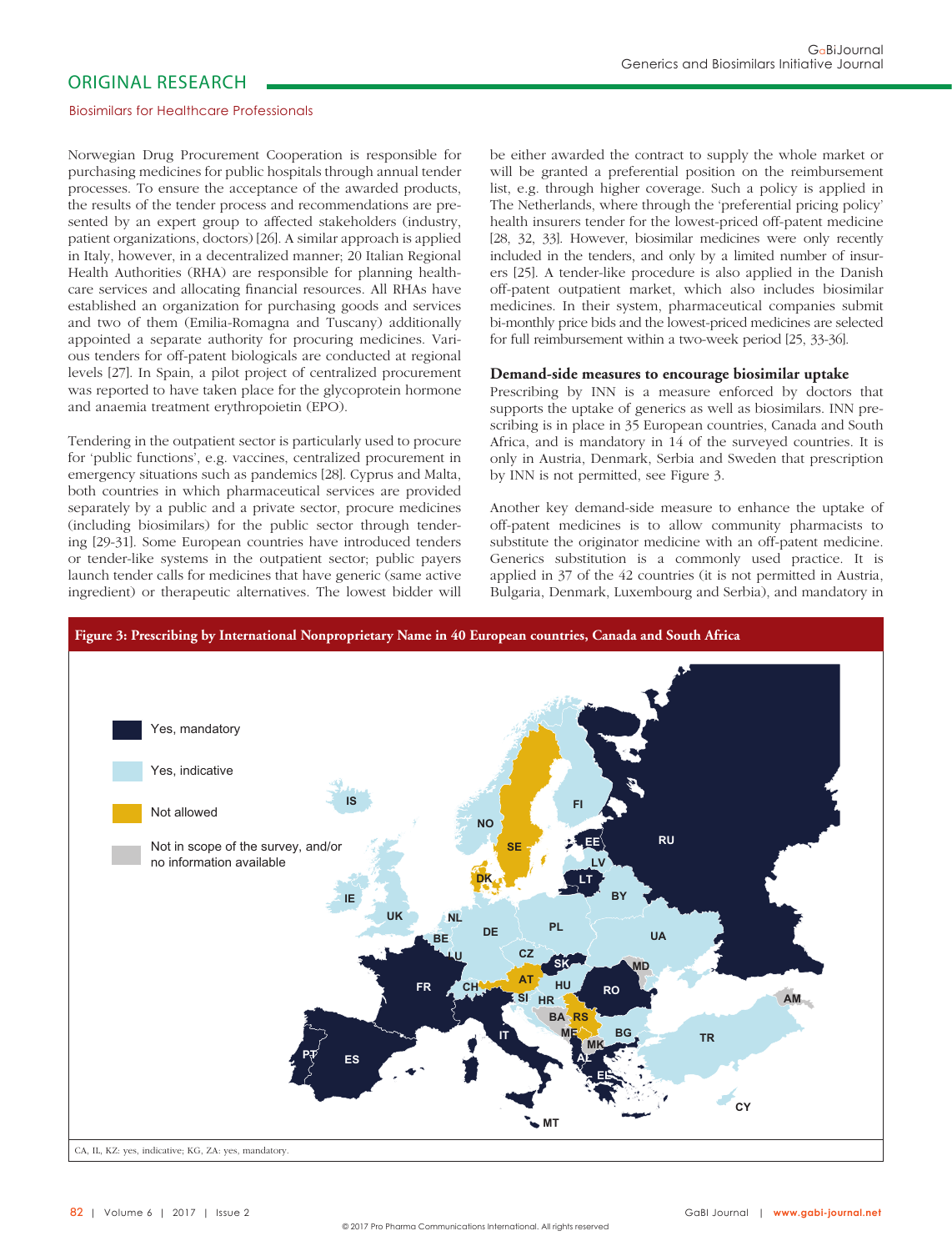Norwegian Drug Procurement Cooperation is responsible for purchasing medicines for public hospitals through annual tender processes. To ensure the acceptance of the awarded products, the results of the tender process and recommendations are presented by an expert group to affected stakeholders (industry, patient organizations, doctors) [26]. A similar approach is applied in Italy, however, in a decentralized manner; 20 Italian Regional Health Authorities (RHA) are responsible for planning healthcare services and allocating financial resources. All RHAs have established an organization for purchasing goods and services and two of them (Emilia-Romagna and Tuscany) additionally appointed a separate authority for procuring medicines. Various tenders for off-patent biologicals are conducted at regional levels [27]. In Spain, a pilot project of centralized procurement was reported to have taken place for the glycoprotein hormone and anaemia treatment erythropoietin (EPO).

Tendering in the outpatient sector is particularly used to procure for 'public functions', e.g. vaccines, centralized procurement in emergency situations such as pandemics [28]. Cyprus and Malta, both countries in which pharmaceutical services are provided separately by a public and a private sector, procure medicines (including biosimilars) for the public sector through tendering [29-31]. Some European countries have introduced tenders or tender-like systems in the outpatient sector; public payers launch tender calls for medicines that have generic (same active ingredient) or therapeutic alternatives. The lowest bidder will be either awarded the contract to supply the whole market or will be granted a preferential position on the reimbursement list, e.g. through higher coverage. Such a policy is applied in The Netherlands, where through the 'preferential pricing policy' health insurers tender for the lowest-priced off-patent medicine [28, 32, 33]. However, biosimilar medicines were only recently included in the tenders, and only by a limited number of insurers [25]. A tender-like procedure is also applied in the Danish off-patent outpatient market, which also includes biosimilar medicines. In their system, pharmaceutical companies submit bi-monthly price bids and the lowest-priced medicines are selected for full reimbursement within a two-week period [25, 33-36].

## Demand-side measures to encourage biosimilar uptake

Prescribing by INN is a measure enforced by doctors that supports the uptake of generics as well as biosimilars. INN prescribing is in place in 35 European countries, Canada and South Africa, and is mandatory in 14 of the surveyed countries. It is only in Austria, Denmark, Serbia and Sweden that prescription by INN is not permitted, see Figure 3.

Another key demand-side measure to enhance the uptake of off-patent medicines is to allow community pharmacists to substitute the originator medicine with an off-patent medicine. Generics substitution is a commonly used practice. It is applied in 37 of the 42 countries (it is not permitted in Austria, Bulgaria, Denmark, Luxembourg and Serbia), and mandatory in

**Figure 3: Prescribing by International Nonproprietary Name in 40 European countries, Canada and South Africa**

CA, IL, KZ: yes, indicative; KG, ZA: yes, mandatory.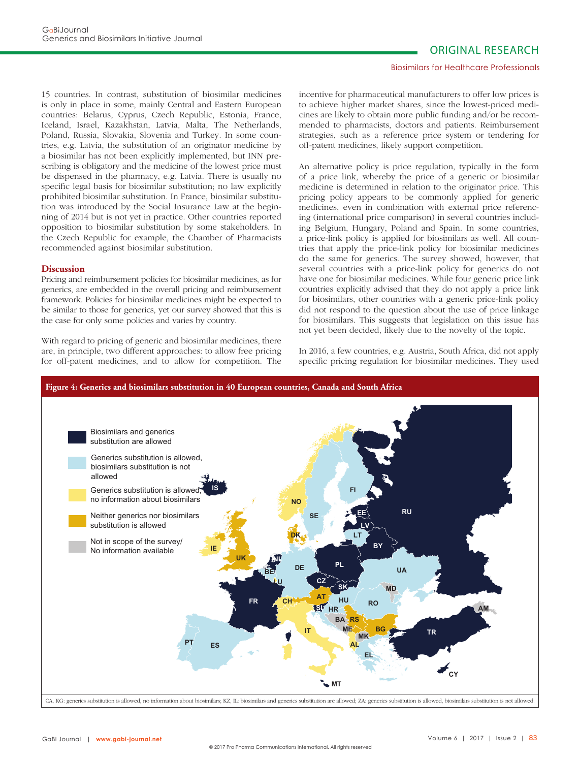15 countries. In contrast, substitution of biosimilar medicines is only in place in some, mainly Central and Eastern European countries: Belarus, Cyprus, Czech Republic, Estonia, France, Iceland, Israel, Kazakhstan, Latvia, Malta, The Netherlands, Poland, Russia, Slovakia, Slovenia and Turkey. In some countries, e.g. Latvia, the substitution of an originator medicine by a biosimilar has not been explicitly implemented, but INN prescribing is obligatory and the medicine of the lowest price must be dispensed in the pharmacy, e.g. Latvia. There is usually no specific legal basis for biosimilar substitution; no law explicitly prohibited biosimilar substitution. In France, biosimilar substitution was introduced by the Social Insurance Law at the beginning of 2014 but is not yet in practice. Other countries reported opposition to biosimilar substitution by some stakeholders. In the Czech Republic for example, the Chamber of Pharmacists recommended against biosimilar substitution.

## Discussion

Pricing and reimbursement policies for biosimilar medicines, as for generics, are embedded in the overall pricing and reimbursement framework. Policies for biosimilar medicines might be expected to be similar to those for generics, yet our survey showed that this is the case for only some policies and varies by country.

With regard to pricing of generic and biosimilar medicines, there are, in principle, two different approaches: to allow free pricing for off-patent medicines, and to allow for competition. The incentive for pharmaceutical manufacturers to offer low prices is to achieve higher market shares, since the lowest-priced medicines are likely to obtain more public funding and/or be recommended to pharmacists, doctors and patients. Reimbursement strategies, such as a reference price system or tendering for off-patent medicines, likely support competition.

An alternative policy is price regulation, typically in the form of a price link, whereby the price of a generic or biosimilar medicine is determined in relation to the originator price. This pricing policy appears to be commonly applied for generic medicines, even in combination with external price referencing (international price comparison) in several countries including Belgium, Hungary, Poland and Spain. In some countries, a price-link policy is applied for biosimilars as well. All countries that apply the price-link policy for biosimilar medicines do the same for generics. The survey showed, however, that several countries with a price-link policy for generics do not have one for biosimilar medicines. While four generic price link countries explicitly advised that they do not apply a price link for biosimilars, other countries with a generic price-link policy did not respond to the question about the use of price linkage for biosimilars. This suggests that legislation on this issue has not yet been decided, likely due to the novelty of the topic.

In 2016, a few countries, e.g. Austria, South Africa, did not apply specific pricing regulation for biosimilar medicines. They used

**Figure 4: Generics and biosimilars substitution in 40 European countries, Canada and South Africa**

- Biosimilars and generics substitution are allowed
- Generics substitution is allowed, biosimilars substitution is not allowed
- Generics substitution is allowed, no information about biosimilars
- Neither generics nor biosimilars substitution is allowed
- Not in scope of the survey/ No information available

CA, KG: generics substitution is allowed, no information about biosimilars; KZ, IL: biosimilars and generics substitution are allowed; ZA: generics substitution is allowed, biosimilars substitution is not allowed.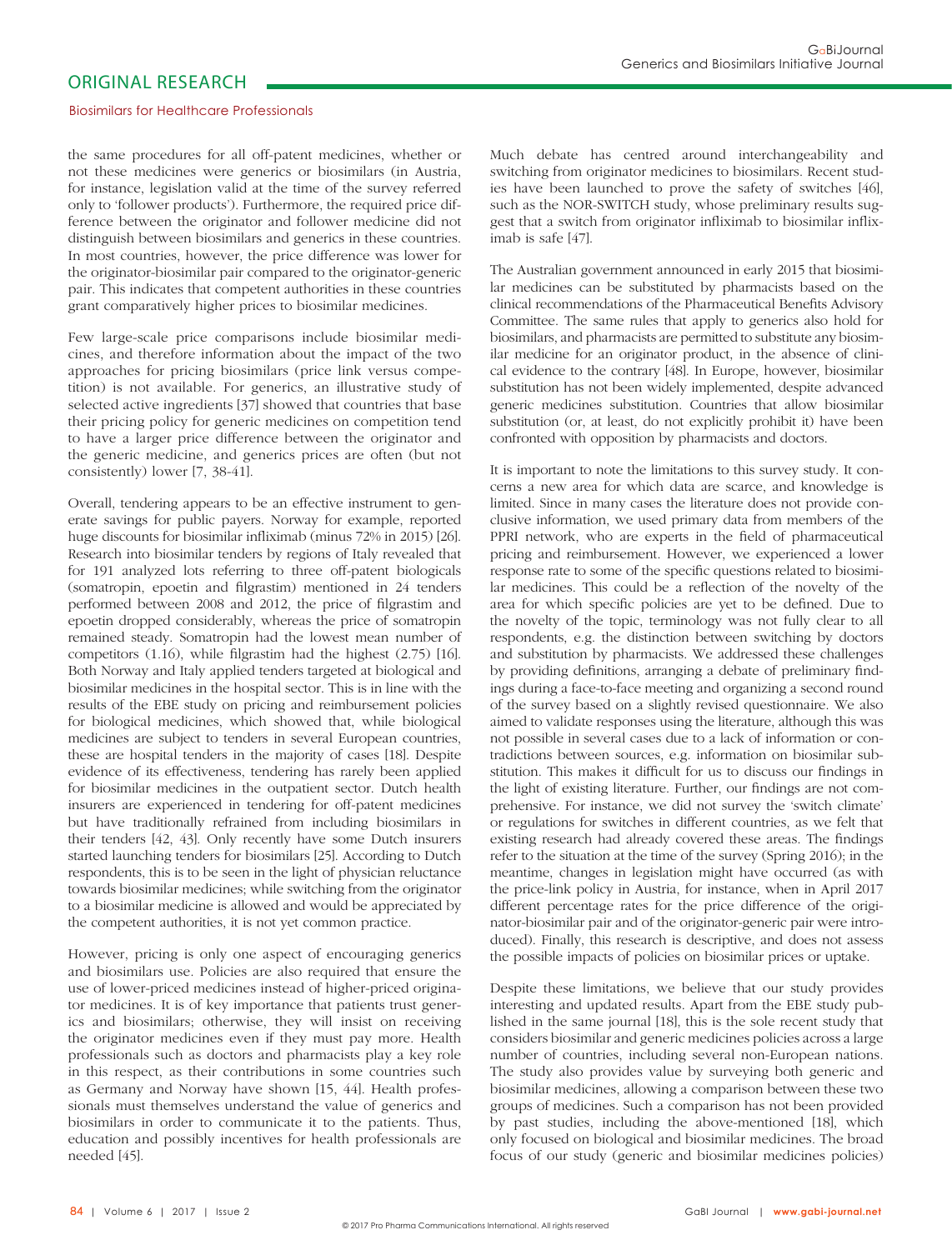the same procedures for all off-patent medicines, whether or not these medicines were generics or biosimilars (in Austria, for instance, legislation valid at the time of the survey referred only to 'follower products'). Furthermore, the required price difference between the originator and follower medicine did not distinguish between biosimilars and generics in these countries. In most countries, however, the price difference was lower for the originator-biosimilar pair compared to the originator-generic pair. This indicates that competent authorities in these countries grant comparatively higher prices to biosimilar medicines.

Few large-scale price comparisons include biosimilar medicines, and therefore information about the impact of the two approaches for pricing biosimilars (price link versus competition) is not available. For generics, an illustrative study of selected active ingredients [37] showed that countries that base their pricing policy for generic medicines on competition tend to have a larger price difference between the originator and the generic medicine, and generics prices are often (but not consistently) lower [7, 38-41].

Overall, tendering appears to be an effective instrument to generate savings for public payers. Norway for example, reported huge discounts for biosimilar infliximab (minus 72% in 2015) [26]. Research into biosimilar tenders by regions of Italy revealed that for 191 analyzed lots referring to three off-patent biologicals (somatropin, epoetin and filgrastim) mentioned in 24 tenders performed between 2008 and 2012, the price of filgrastim and epoetin dropped considerably, whereas the price of somatropin remained steady. Somatropin had the lowest mean number of competitors (1.16), while filgrastim had the highest (2.75) [16]. Both Norway and Italy applied tenders targeted at biological and biosimilar medicines in the hospital sector. This is in line with the results of the EBE study on pricing and reimbursement policies for biological medicines, which showed that, while biological medicines are subject to tenders in several European countries, these are hospital tenders in the majority of cases [18]. Despite evidence of its effectiveness, tendering has rarely been applied for biosimilar medicines in the outpatient sector. Dutch health insurers are experienced in tendering for off-patent medicines but have traditionally refrained from including biosimilars in their tenders [42, 43]. Only recently have some Dutch insurers started launching tenders for biosimilars [25]. According to Dutch respondents, this is to be seen in the light of physician reluctance towards biosimilar medicines; while switching from the originator to a biosimilar medicine is allowed and would be appreciated by the competent authorities, it is not yet common practice.

However, pricing is only one aspect of encouraging generics and biosimilars use. Policies are also required that ensure the use of lower-priced medicines instead of higher-priced originator medicines. It is of key importance that patients trust generics and biosimilars; otherwise, they will insist on receiving the originator medicines even if they must pay more. Health professionals such as doctors and pharmacists play a key role in this respect, as their contributions in some countries such as Germany and Norway have shown [15, 44]. Health professionals must themselves understand the value of generics and biosimilars in order to communicate it to the patients. Thus, education and possibly incentives for health professionals are needed [45].

Much debate has centred around interchangeability and switching from originator medicines to biosimilars. Recent studies have been launched to prove the safety of switches [46], such as the NOR-SWITCH study, whose preliminary results suggest that a switch from originator infliximab to biosimilar infliximab is safe [47].

The Australian government announced in early 2015 that biosimilar medicines can be substituted by pharmacists based on the clinical recommendations of the Pharmaceutical Benefits Advisory Committee. The same rules that apply to generics also hold for biosimilars, and pharmacists are permitted to substitute any biosimilar medicine for an originator product, in the absence of clinical evidence to the contrary [48]. In Europe, however, biosimilar substitution has not been widely implemented, despite advanced generic medicines substitution. Countries that allow biosimilar substitution (or, at least, do not explicitly prohibit it) have been confronted with opposition by pharmacists and doctors.

It is important to note the limitations to this survey study. It concerns a new area for which data are scarce, and knowledge is limited. Since in many cases the literature does not provide conclusive information, we used primary data from members of the PPRI network, who are experts in the field of pharmaceutical pricing and reimbursement. However, we experienced a lower response rate to some of the specific questions related to biosimilar medicines. This could be a reflection of the novelty of the area for which specific policies are yet to be defined. Due to the novelty of the topic, terminology was not fully clear to all respondents, e.g. the distinction between switching by doctors and substitution by pharmacists. We addressed these challenges by providing definitions, arranging a debate of preliminary findings during a face-to-face meeting and organizing a second round of the survey based on a slightly revised questionnaire. We also aimed to validate responses using the literature, although this was not possible in several cases due to a lack of information or contradictions between sources, e.g. information on biosimilar substitution. This makes it difficult for us to discuss our findings in the light of existing literature. Further, our findings are not comprehensive. For instance, we did not survey the 'switch climate' or regulations for switches in different countries, as we felt that existing research had already covered these areas. The findings refer to the situation at the time of the survey (Spring 2016); in the meantime, changes in legislation might have occurred (as with the price-link policy in Austria, for instance, when in April 2017 different percentage rates for the price difference of the originator-biosimilar pair and of the originator-generic pair were introduced). Finally, this research is descriptive, and does not assess the possible impacts of policies on biosimilar prices or uptake.

Despite these limitations, we believe that our study provides interesting and updated results. Apart from the EBE study published in the same journal [18], this is the sole recent study that considers biosimilar and generic medicines policies across a large number of countries, including several non-European nations. The study also provides value by surveying both generic and biosimilar medicines, allowing a comparison between these two groups of medicines. Such a comparison has not been provided by past studies, including the above-mentioned [18], which only focused on biological and biosimilar medicines. The broad focus of our study (generic and biosimilar medicines policies)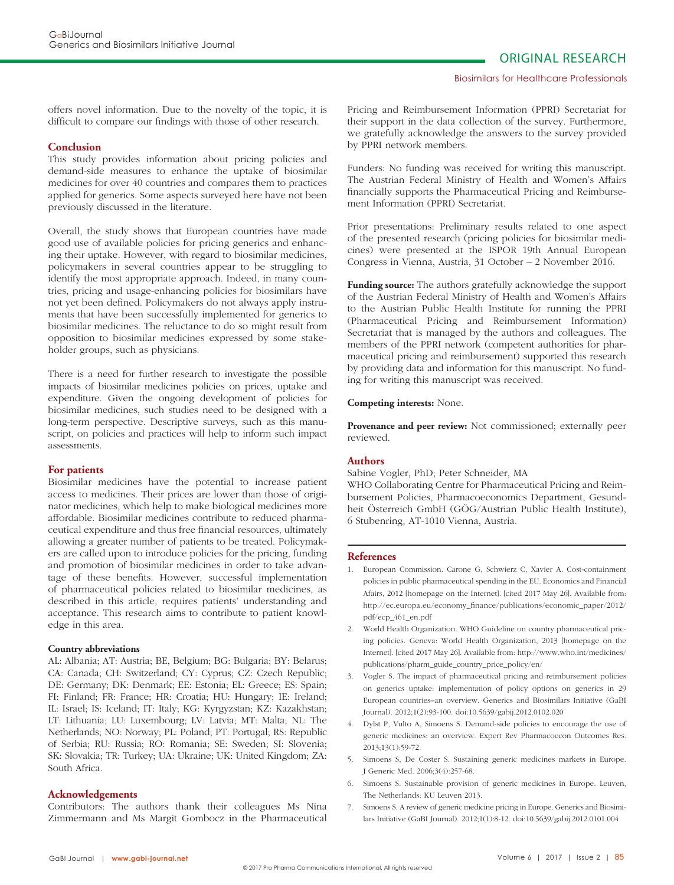offers novel information. Due to the novelty of the topic, it is difficult to compare our findings with those of other research.

## Conclusion

This study provides information about pricing policies and demand-side measures to enhance the uptake of biosimilar medicines for over 40 countries and compares them to practices applied for generics. Some aspects surveyed here have not been previously discussed in the literature.

Overall, the study shows that European countries have made good use of available policies for pricing generics and enhancing their uptake. However, with regard to biosimilar medicines, policymakers in several countries appear to be struggling to identify the most appropriate approach. Indeed, in many countries, pricing and usage-enhancing policies for biosimilars have not yet been defined. Policymakers do not always apply instruments that have been successfully implemented for generics to biosimilar medicines. The reluctance to do so might result from opposition to biosimilar medicines expressed by some stakeholder groups, such as physicians.

There is a need for further research to investigate the possible impacts of biosimilar medicines policies on prices, uptake and expenditure. Given the ongoing development of policies for biosimilar medicines, such studies need to be designed with a long-term perspective. Descriptive surveys, such as this manuscript, on policies and practices will help to inform such impact assessments.

## For patients

Biosimilar medicines have the potential to increase patient access to medicines. Their prices are lower than those of originator medicines, which help to make biological medicines more affordable. Biosimilar medicines contribute to reduced pharmaceutical expenditure and thus free financial resources, ultimately allowing a greater number of patients to be treated. Policymakers are called upon to introduce policies for the pricing, funding and promotion of biosimilar medicines in order to take advantage of these benefits. However, successful implementation of pharmaceutical policies related to biosimilar medicines, as described in this article, requires patients' understanding and acceptance. This research aims to contribute to patient knowledge in this area.

### Country abbreviations

AL: Albania; AT: Austria; BE, Belgium; BG: Bulgaria; BY: Belarus; CA: Canada; CH: Switzerland; CY: Cyprus; CZ: Czech Republic; DE: Germany; DK: Denmark; EE: Estonia; EL: Greece; ES: Spain; FI: Finland; FR: France; HR: Croatia; HU: Hungary; IE: Ireland; IL: Israel; IS: Iceland; IT: Italy; KG: Kyrgyzstan; KZ: Kazakhstan; LT: Lithuania; LU: Luxembourg; LV: Latvia; MT: Malta; NL: The Netherlands; NO: Norway; PL: Poland; PT: Portugal; RS: Republic of Serbia; RU: Russia; RO: Romania; SE: Sweden; SI: Slovenia; SK: Slovakia; TR: Turkey; UA: Ukraine; UK: United Kingdom; ZA: South Africa.

## Acknowledgements

Contributors: The authors thank their colleagues Ms Nina Zimmermann and Ms Margit Gombocz in the Pharmaceutical Pricing and Reimbursement Information (PPRI) Secretariat for their support in the data collection of the survey. Furthermore, we gratefully acknowledge the answers to the survey provided by PPRI network members.

Funders: No funding was received for writing this manuscript. The Austrian Federal Ministry of Health and Women's Affairs financially supports the Pharmaceutical Pricing and Reimbursement Information (PPRI) Secretariat.

Prior presentations: Preliminary results related to one aspect of the presented research (pricing policies for biosimilar medicines) were presented at the ISPOR 19th Annual European Congress in Vienna, Austria, 31 October – 2 November 2016.

**Funding source:** The authors gratefully acknowledge the support of the Austrian Federal Ministry of Health and Women's Affairs to the Austrian Public Health Institute for running the PPRI (Pharmaceutical Pricing and Reimbursement Information) Secretariat that is managed by the authors and colleagues. The members of the PPRI network (competent authorities for pharmaceutical pricing and reimbursement) supported this research by providing data and information for this manuscript. No funding for writing this manuscript was received.

**Competing interests:** None.

**Provenance and peer review:** Not commissioned; externally peer reviewed.

## Authors

Sabine Vogler, PhD; Peter Schneider, MA

WHO Collaborating Centre for Pharmaceutical Pricing and Reimbursement Policies, Pharmacoeconomics Department, Gesundheit Österreich GmbH (GÖG/Austrian Public Health Institute), 6 Stubenring, AT-1010 Vienna, Austria.

## References

1. European Commission. Carone G, Schwierz C, Xavier A. Cost-containment policies in public pharmaceutical spending in the EU. Economics and Financial Afairs, 2012 [homepage on the Internet]. [cited 2017 May 26]. Available from: http://ec.europa.eu/economy_finance/publications/economic_paper/2012/pdf/ecp_461_en.pdf
2. World Health Organization. WHO Guideline on country pharmaceutical pricing policies. Geneva: World Health Organization, 2013 [homepage on the Internet]. [cited 2017 May 26]. Available from: http://www.who.int/medicines/publications/pharm_guide_country_price_policy/en/
3. Vogler S. The impact of pharmaceutical pricing and reimbursement policies on generics uptake: implementation of policy options on generics in 29 European countries–an overview. Generics and Biosimilars Initiative (GaBI Journal). 2012;1(2):93-100. doi:10.5639/gabij.2012.0102.020
4. Dylst P, Vulto A, Simoens S. Demand-side policies to encourage the use of generic medicines: an overview. Expert Rev Pharmacoecon Outcomes Res. 2013;13(1):59-72.
5. Simoens S, De Coster S. Sustaining generic medicines markets in Europe. J Generic Med. 2006;3(4):257-68.
6. Simoens S. Sustainable provision of generic medicines in Europe. Leuven, The Netherlands: KU Leuven 2013.
7. Simoens S. A review of generic medicine pricing in Europe. Generics and Biosimilars Initiative (GaBI Journal). 2012;1(1):8-12. doi:10.5639/gabij.2012.0101.004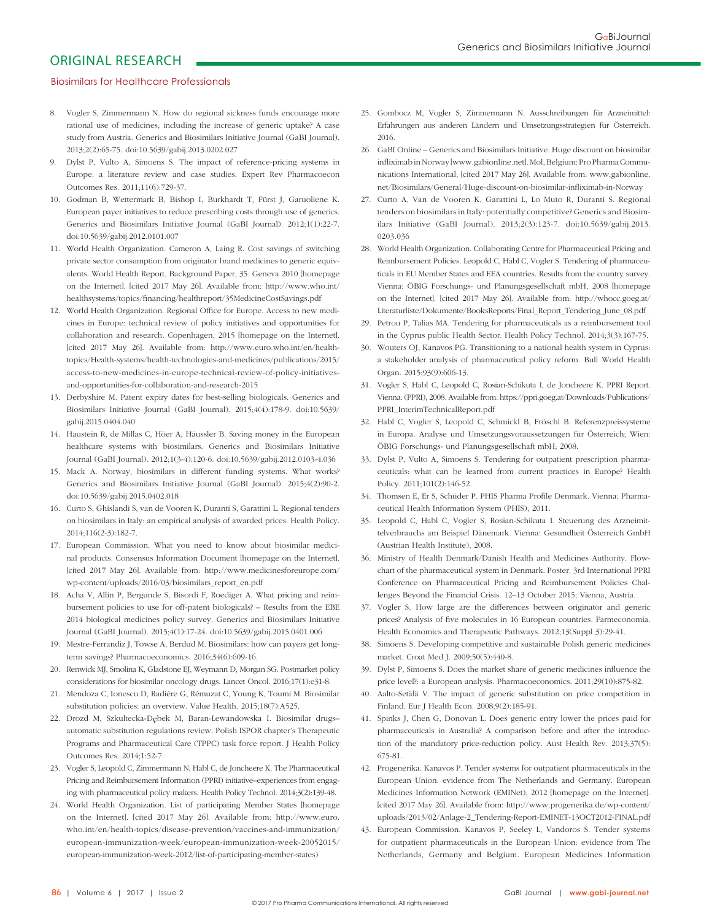8. Vogler S, Zimmermann N. How do regional sickness funds encourage more rational use of medicines, including the increase of generic uptake? A case study from Austria. Generics and Biosimilars Initiative Journal (GaBI Journal). 2013;2(2):65-75. doi:10.5639/gabij.2013.0202.027
9. Dylst P, Vulto A, Simoens S. The impact of reference-pricing systems in Europe: a literature review and case studies. Expert Rev Pharmacoecon Outcomes Res. 2011;11(6):729-37.
10. Godman B, Wettermark B, Bishop I, Burkhardt T, Fürst J, Garuoliene K. European payer initiatives to reduce prescribing costs through use of generics. Generics and Biosimilars Initiative Journal (GaBI Journal). 2012;1(1):22-7. doi:10.5639/gabij.2012.0101.007
11. World Health Organization. Cameron A, Laing R. Cost savings of switching private sector consumption from originator brand medicines to generic equivalents. World Health Report, Background Paper, 35. Geneva 2010 [homepage on the Internet]. [cited 2017 May 26]. Available from: http://www.who.int/healthsystems/topics/financing/healthreport/35MedicineCostSavings.pdf
12. World Health Organization. Regional Office for Europe. Access to new medicines in Europe: technical review of policy initiatives and opportunities for collaboration and research. Copenhagen, 2015 [homepage on the Internet]. [cited 2017 May 26]. Available from: http://www.euro.who.int/en/health-topics/Health-systems/health-technologies-and-medicines/publications/2015/access-to-new-medicines-in-europe-technical-review-of-policy-initiatives-and-opportunities-for-collaboration-and-research-2015
13. Derbyshire M. Patent expiry dates for best-selling biologicals. Generics and Biosimilars Initiative Journal (GaBI Journal). 2015;4(4):178-9. doi:10.5639/gabij.2015.0404.040
14. Haustein R, de Millas C, Höer A, Häussler B. Saving money in the European healthcare systems with biosimilars. Generics and Biosimilars Initiative Journal (GaBI Journal). 2012;1(3-4):120-6. doi:10.5639/gabij.2012.0103-4.036
15. Mack A. Norway, biosimilars in different funding systems. What works? Generics and Biosimilars Initiative Journal (GaBI Journal). 2015;4(2):90-2. doi:10.5639/gabij.2015.0402.018
16. Curto S, Ghislandi S, van de Vooren K, Duranti S, Garattini L. Regional tenders on biosimilars in Italy: an empirical analysis of awarded prices. Health Policy. 2014;116(2-3):182-7.
17. European Commission. What you need to know about biosimilar medicinal products. Consensus Information Document [homepage on the Internet]. [cited 2017 May 26]. Available from: http://www.medicinesforeurope.com/wp-content/uploads/2016/03/biosimilars_report_en.pdf
18. Acha V, Allin P, Bergunde S, Bisordi F, Roediger A. What pricing and reimbursement policies to use for off-patent biologicals? – Results from the EBE 2014 biological medicines policy survey. Generics and Biosimilars Initiative Journal (GaBI Journal). 2015;4(1):17-24. doi:10.5639/gabij.2015.0401.006
19. Mestre-Ferrandiz J, Towse A, Berdud M. Biosimilars: how can payers get long-term savings? Pharmacoeconomics. 2016;34(6):609-16.
20. Renwick MJ, Smolina K, Gladstone EJ, Weymann D, Morgan SG. Postmarket policy considerations for biosimilar oncology drugs. Lancet Oncol. 2016;17(1):e31-8.
21. Mendoza C, Ionescu D, Radière G, Rémuzat C, Young K, Toumi M. Biosimilar substitution policies: an overview. Value Health. 2015;18(7):A525.
22. Drozd M, Szkultecka-Dębek M, Baran-Lewandowska I. Biosimilar drugs– automatic substitution regulations review. Polish ISPOR chapter's Therapeutic Programs and Pharmaceutical Care (TPPC) task force report. J Health Policy Outcomes Res. 2014;1:52-7.
23. Vogler S, Leopold C, Zimmermann N, Habl C, de Joncheere K. The Pharmaceutical Pricing and Reimbursement Information (PPRI) initiative–experiences from engaging with pharmaceutical policy makers. Health Policy Technol. 2014;3(2):139-48.
24. World Health Organization. List of participating Member States [homepage on the Internet]. [cited 2017 May 26]. Available from: http://www.euro.who.int/en/health-topics/disease-prevention/vaccines-and-immunization/european-immunization-week/european-immunization-week-20052015/european-immunization-week-2012/list-of-participating-member-states)
25. Gombocz M, Vogler S, Zimmermann N. Ausschreibungen für Arzneimittel: Erfahrungen aus anderen Ländern und Umsetzungsstrategien für Österreich. 2016.
26. GaBI Online – Generics and Biosimilars Initiative. Huge discount on biosimilar infliximab in Norway [www.gabionline.net]. Mol, Belgium: Pro Pharma Communications International; [cited 2017 May 26]. Available from: www.gabionline.net/Biosimilars/General/Huge-discount-on-biosimilar-infliximab-in-Norway
27. Curto A, Van de Vooren K, Garattini L, Lo Muto R, Duranti S. Regional tenders on biosimilars in Italy: potentially competitive? Generics and Biosimilars Initiative (GaBI Journal). 2013;2(3):123-7. doi:10.5639/gabij.2013.0203.036
28. World Health Organization. Collaborating Centre for Pharmaceutical Pricing and Reimbursement Policies. Leopold C, Habl C, Vogler S. Tendering of pharmaceuticals in EU Member States and EEA countries. Results from the country survey. Vienna: ÖBIG Forschungs- und Planungsgesellschaft mbH, 2008 [homepage on the Internet]. [cited 2017 May 26]. Available from: http://whocc.goeg.at/Literaturliste/Dokumente/BooksReports/Final_Report_Tendering_June_08.pdf
29. Petrou P, Talias MA. Tendering for pharmaceuticals as a reimbursement tool in the Cyprus public Health Sector. Health Policy Technol. 2014;3(3):167-75.
30. Wouters OJ, Kanavos PG. Transitioning to a national health system in Cyprus: a stakeholder analysis of pharmaceutical policy reform. Bull World Health Organ. 2015;93(9):606-13.
31. Vogler S, Habl C, Leopold C, Rosian-Schikuta I, de Joncheere K. PPRI Report. Vienna: (PPRI), 2008. Available from: https://ppri.goeg.at/Downloads/Publications/PPRI_InterimTechnicalReport.pdf
32. Habl C, Vogler S, Leopold C, Schmickl B, Fröschl B. Referenzpreissysteme in Europa. Analyse und Umsetzungsvoraussetzungen für Österreich; Wien: ÖBIG Forschungs- und Planungsgesellschaft mbH; 2008.
33. Dylst P, Vulto A, Simoens S. Tendering for outpatient prescription pharmaceuticals: what can be learned from current practices in Europe? Health Policy. 2011;101(2):146-52.
34. Thomsen E, Er S, Schüder P. PHIS Pharma Profile Denmark. Vienna: Pharmaceutical Health Information System (PHIS), 2011.
35. Leopold C, Habl C, Vogler S, Rosian-Schikuta I. Steuerung des Arzneimittelverbrauchs am Beispiel Dänemark. Vienna: Gesundheit Österreich GmbH (Austrian Health Institute), 2008.
36. Ministry of Health Denmark/Danish Health and Medicines Authority. Flowchart of the pharmaceutical system in Denmark. Poster. 3rd International PPRI Conference on Pharmaceutical Pricing and Reimbursement Policies Challenges Beyond the Financial Crisis. 12–13 October 2015; Vienna, Austria.
37. Vogler S. How large are the differences between originator and generic prices? Analysis of five molecules in 16 European countries. Farmeconomia. Health Economics and Therapeutic Pathways. 2012;13(Suppl 3):29-41.
38. Simoens S. Developing competitive and sustainable Polish generic medicines market. Croat Med J. 2009;50(5):440-8.
39. Dylst P, Simoens S. Does the market share of generic medicines influence the price level?: a European analysis. Pharmacoeconomics. 2011;29(10):875-82.
40. Aalto-Setälä V. The impact of generic substitution on price competition in Finland. Eur J Health Econ. 2008;9(2):185-91.
41. Spinks J, Chen G, Donovan L. Does generic entry lower the prices paid for pharmaceuticals in Australia? A comparison before and after the introduction of the mandatory price-reduction policy. Aust Health Rev. 2013;37(5):675-81.
42. Progenerika. Kanavos P. Tender systems for outpatient pharmaceuticals in the European Union: evidence from The Netherlands and Germany. European Medicines Information Network (EMINet), 2012 [homepage on the Internet]. [cited 2017 May 26]. Available from: http://www.progenerika.de/wp-content/uploads/2013/02/Anlage-2_Tendering-Report-EMINET-13OCT2012-FINAL.pdf
43. European Commission. Kanavos P, Seeley L, Vandoros S. Tender systems for outpatient pharmaceuticals in the European Union: evidence from The Netherlands, Germany and Belgium. European Medicines Information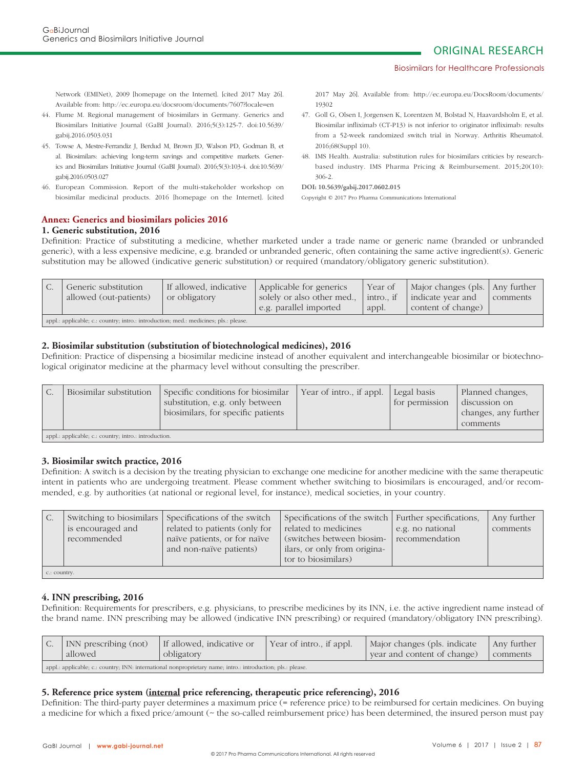Network (EMINet), 2009 [homepage on the Internet]. [cited 2017 May 26]. Available from: http://ec.europa.eu/docsroom/documents/7607?locale=en

44. Flume M. Regional management of biosimilars in Germany. Generics and Biosimilars Initiative Journal (GaBI Journal). 2016;5(3):125-7. doi:10.5639/gabij.2016.0503.031
45. Towse A, Mestre-Ferrandiz J, Berdud M, Brown JD, Walson PD, Godman B, et al. Biosimilars: achieving long-term savings and competitive markets. Generics and Biosimilars Initiative Journal (GaBI Journal). 2016;5(3):103-4. doi:10.5639/gabij.2016.0503.027
46. European Commission. Report of the multi-stakeholder workshop on biosimilar medicinal products. 2016 [homepage on the Internet]. [cited 2017 May 26]. Available from: http://ec.europa.eu/DocsRoom/documents/19302
47. Goll G, Olsen I, Jorgensen K, Lorentzen M, Bolstad N, Haavardsholm E, et al. Biosimilar infliximab (CT-P13) is not inferior to originator infliximab: results from a 52-week randomized switch trial in Norway. Arthritis Rheumatol. 2016;68(Suppl 10).
48. IMS Health. Australia: substitution rules for biosimilars criticies by research-based industry. IMS Pharma Pricing & Reimbursement. 2015;20(10): 306-2.

**DOI: 10.5639/gabij.2017.0602.015**

Copyright © 2017 Pro Pharma Communications International

## Annex: Generics and biosimilars policies 2016

### 1. Generic substitution, 2016

Definition: Practice of substituting a medicine, whether marketed under a trade name or generic name (branded or unbranded generic), with a less expensive medicine, e.g. branded or unbranded generic, often containing the same active ingredient(s). Generic substitution may be allowed (indicative generic substitution) or required (mandatory/obligatory generic substitution).

| C. | Generic substitution allowed (out-patients) | If allowed, indicative or obligatory | Applicable for generics solely or also other med., e.g. parallel imported | Year of intro., if appl. | Major changes (pls. indicate year and content of change) | Any further comments |
|---|---|---|---|---|---|---|
| appl.: applicable; c.: country; intro.: introduction; med.: medicines; pls.: please. | | | | | | |

### 2. Biosimilar substitution (substitution of biotechnological medicines), 2016

Definition: Practice of dispensing a biosimilar medicine instead of another equivalent and interchangeable biosimilar or biotechnological originator medicine at the pharmacy level without consulting the prescriber.

| C. | Biosimilar substitution | Specific conditions for biosimilar substitution, e.g. only between biosimilars, for specific patients | Year of intro., if appl. | Legal basis for permission | Planned changes, discussion on changes, any further comments |
|---|---|---|---|---|---|
| appl.: applicable; c.: country; intro.: introduction. | | | | | |

### 3. Biosimilar switch practice, 2016

Definition: A switch is a decision by the treating physician to exchange one medicine for another medicine with the same therapeutic intent in patients who are undergoing treatment. Please comment whether switching to biosimilars is encouraged, and/or recommended, e.g. by authorities (at national or regional level, for instance), medical societies, in your country.

| C. | Switching to biosimilars is encouraged and recommended | Specifications of the switch related to patients (only for naïve patients, or for naïve and non-naïve patients) | Specifications of the switch related to medicines (switches between biosimilars, or only from originator to biosimilars) | Further specifications, e.g. no national recommendation | Any further comments |
|---|---|---|---|---|---|
| c.: country. | | | | | |

### 4. INN prescribing, 2016

Definition: Requirements for prescribers, e.g. physicians, to prescribe medicines by its INN, i.e. the active ingredient name instead of the brand name. INN prescribing may be allowed (indicative INN prescribing) or required (mandatory/obligatory INN prescribing).

| C. | INN prescribing (not) allowed | If allowed, indicative or obligatory | Year of intro., if appl. | Major changes (pls. indicate year and content of change) | Any further comments |
|---|---|---|---|---|---|
| appl.: applicable; c.: country; INN: international nonproprietary name; intro.: introduction; pls.: please. | | | | | |

### 5. Reference price system (internal price referencing, therapeutic price referencing), 2016

Definition: The third-party payer determines a maximum price (= reference price) to be reimbursed for certain medicines. On buying a medicine for which a fixed price/amount (~ the so-called reimbursement price) has been determined, the insured person must pay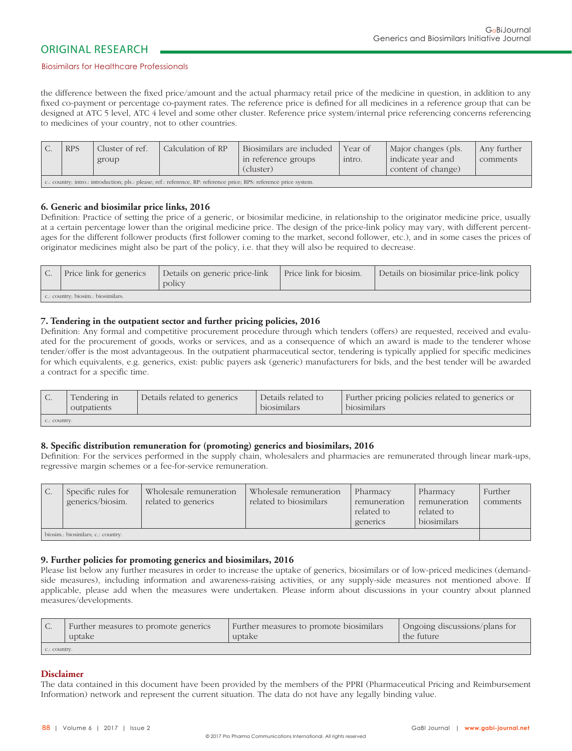the difference between the fixed price/amount and the actual pharmacy retail price of the medicine in question, in addition to any fixed co-payment or percentage co-payment rates. The reference price is defined for all medicines in a reference group that can be designed at ATC 5 level, ATC 4 level and some other cluster. Reference price system/internal price referencing concerns referencing to medicines of your country, not to other countries.

| C. | RPS | Cluster of ref. group | Calculation of RP | Biosimilars are included in reference groups (cluster) | Year of intro. | Major changes (pls. indicate year and content of change) | Any further comments |
|---|---|---|---|---|---|---|---|

c.: country; intro.: introduction; pls.: please; ref.: reference, RP: reference price; RPS: reference price system.

### 6. Generic and biosimilar price links, 2016

Definition: Practice of setting the price of a generic, or biosimilar medicine, in relationship to the originator medicine price, usually at a certain percentage lower than the original medicine price. The design of the price-link policy may vary, with different percentages for the different follower products (first follower coming to the market, second follower, etc.), and in some cases the prices of originator medicines might also be part of the policy, i.e. that they will also be required to decrease.

| C. | Price link for generics | Details on generic price-link policy | Price link for biosim. | Details on biosimilar price-link policy |
|---|---|---|---|---|

c.: country; biosim.: biosimilars.

### 7. Tendering in the outpatient sector and further pricing policies, 2016

Definition: Any formal and competitive procurement procedure through which tenders (offers) are requested, received and evaluated for the procurement of goods, works or services, and as a consequence of which an award is made to the tenderer whose tender/offer is the most advantageous. In the outpatient pharmaceutical sector, tendering is typically applied for specific medicines for which equivalents, e.g. generics, exist: public payers ask (generic) manufacturers for bids, and the best tender will be awarded a contract for a specific time.

| C. | Tendering in outpatients | Details related to generics | Details related to biosimilars | Further pricing policies related to generics or biosimilars |
|---|---|---|---|---|

c.: country.

### 8. Specific distribution remuneration for (promoting) generics and biosimilars, 2016

Definition: For the services performed in the supply chain, wholesalers and pharmacies are remunerated through linear mark-ups, regressive margin schemes or a fee-for-service remuneration.

| C. | Specific rules for generics/biosim. | Wholesale remuneration related to generics | Wholesale remuneration related to biosimilars | Pharmacy remuneration related to generics | Pharmacy remuneration related to biosimilars | Further comments |
|---|---|---|---|---|---|---|

biosim.: biosimlars; c.: country.

### 9. Further policies for promoting generics and biosimilars, 2016

Please list below any further measures in order to increase the uptake of generics, biosimilars or of low-priced medicines (demand-side measures), including information and awareness-raising activities, or any supply-side measures not mentioned above. If applicable, please add when the measures were undertaken. Please inform about discussions in your country about planned measures/developments.

| C. | Further measures to promote generics uptake | Further measures to promote biosimilars uptake | Ongoing discussions/plans for the future |
|---|---|---|---|

c.: country.

## Disclaimer

The data contained in this document have been provided by the members of the PPRI (Pharmaceutical Pricing and Reimbursement Information) network and represent the current situation. The data do not have any legally binding value.